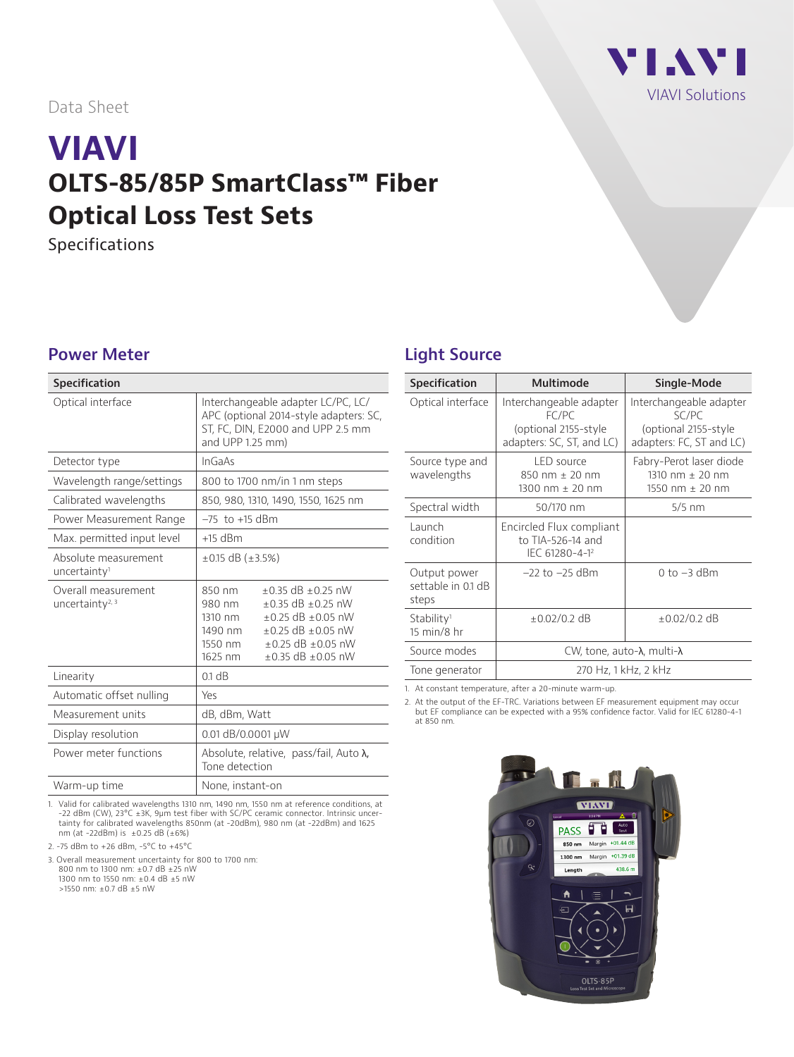Data Sheet

# VIAVI

## OLTS-85/85P SmartClass™ Fiber Optical Loss Test Sets

Specifications

## Power Meter

| Specification | |
|---|---|
| Optical interface | Interchangeable adapter LC/PC, LC/APC (optional 2014-style adapters: SC, ST, FC, DIN, E2000 and UPP 2.5 mm and UPP 1.25 mm) |
| Detector type | InGaAs |
| Wavelength range/settings | 800 to 1700 nm/in 1 nm steps |
| Calibrated wavelengths | 850, 980, 1310, 1490, 1550, 1625 nm |
| Power Measurement Range | –75 to +15 dBm |
| Max. permitted input level | +15 dBm |
| Absolute measurement uncertainty[1] | ±0.15 dB (±3.5%) |
| Overall measurement uncertainty[2, 3] | 850 nm ±0.35 dB ±0.25 nW<br>980 nm ±0.35 dB ±0.25 nW<br>1310 nm ±0.25 dB ±0.05 nW<br>1490 nm ±0.25 dB ±0.05 nW<br>1550 nm ±0.25 dB ±0.05 nW<br>1625 nm ±0.35 dB ±0.05 nW |
| Linearity | 0.1 dB |
| Automatic offset nulling | Yes |
| Measurement units | dB, dBm, Watt |
| Display resolution | 0.01 dB/0.0001 µW |
| Power meter functions | Absolute, relative, pass/fail, Auto λ, Tone detection |
| Warm-up time | None, instant-on |

1. Valid for calibrated wavelengths 1310 nm, 1490 nm, 1550 nm at reference conditions, at -22 dBm (CW), 23°C ±3K, 9µm test fiber with SC/PC ceramic connector. Intrinsic uncertainty for calibrated wavelengths 850nm (at -20dBm), 980 nm (at -22dBm) and 1625 nm (at -22dBm) is ±0.25 dB (±6%)

2. -75 dBm to +26 dBm, -5°C to +45°C

3. Overall measurement uncertainty for 800 to 1700 nm:
800 nm to 1300 nm: ±0.7 dB ±25 nW
1300 nm to 1550 nm: ±0.4 dB ±5 nW
>1550 nm: ±0.7 dB ±5 nW

## Light Source

| Specification | Multimode | Single-Mode |
|---|---|---|
| Optical interface | Interchangeable adapter FC/PC (optional 2155-style adapters: SC, ST, and LC) | Interchangeable adapter SC/PC (optional 2155-style adapters: FC, ST and LC) |
| Source type and wavelengths | LED source<br>850 nm ± 20 nm<br>1300 nm ± 20 nm | Fabry-Perot laser diode<br>1310 nm ± 20 nm<br>1550 nm ± 20 nm |
| Spectral width | 50/170 nm | 5/5 nm |
| Launch condition | Encircled Flux compliant to TIA-526-14 and IEC 61280-4-1[2] | |
| Output power settable in 0.1 dB steps | –22 to –25 dBm | 0 to –3 dBm |
| Stability[1] 15 min/8 hr | ±0.02/0.2 dB | ±0.02/0.2 dB |
| Source modes | CW, tone, auto-λ, multi-λ | |
| Tone generator | 270 Hz, 1 kHz, 2 kHz | |

1. At constant temperature, after a 20-minute warm-up.

2. At the output of the EF-TRC. Variations between EF measurement equipment may occur but EF compliance can be expected with a 95% confidence factor. Valid for IEC 61280-4-1 at 850 nm.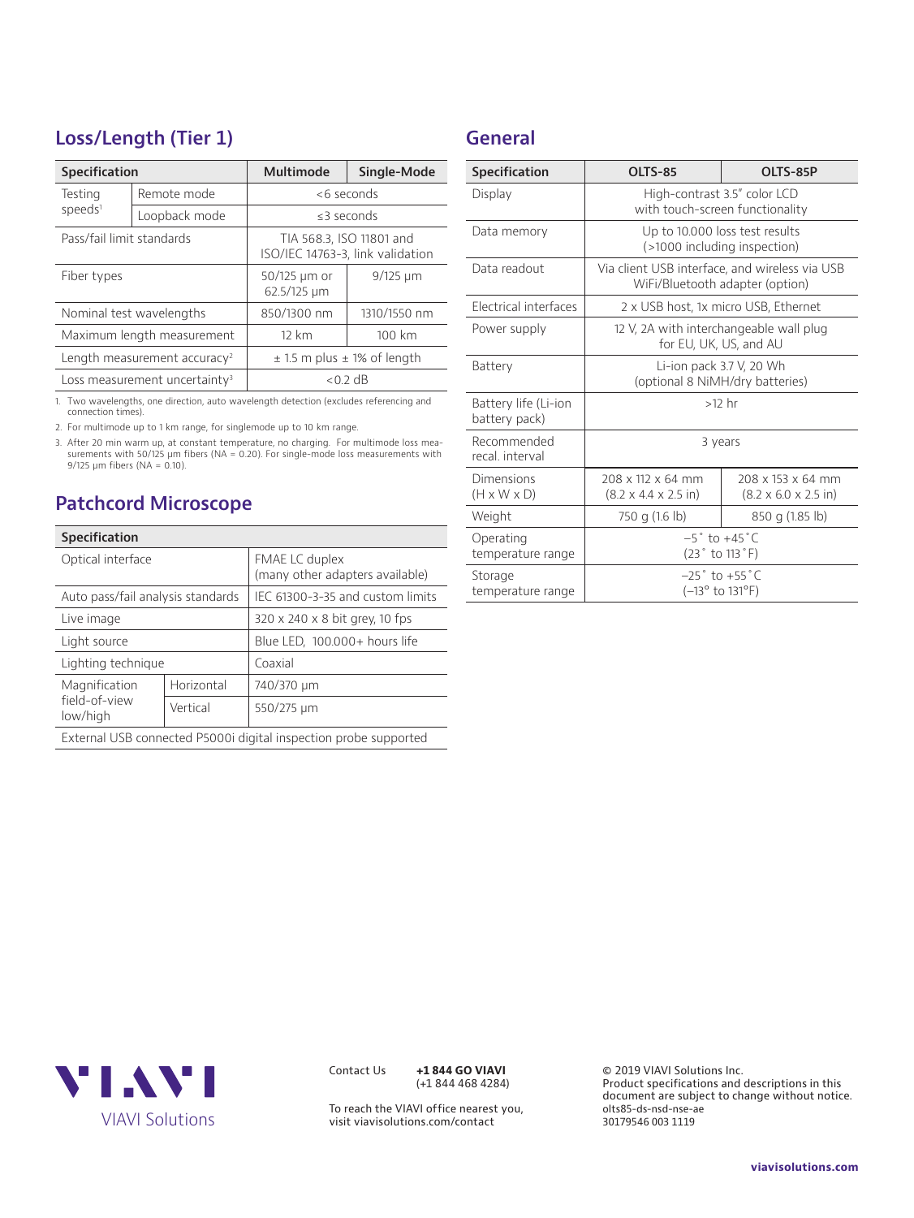## Loss/Length (Tier 1)

| Specification | | Multimode | Single-Mode |
|---|---|---|---|
| Testing speeds[1] | Remote mode | <6 seconds | |
| | Loopback mode | ≤3 seconds | |
| Pass/fail limit standards | | TIA 568.3, ISO 11801 and ISO/IEC 14763-3, link validation | |
| Fiber types | | 50/125 µm or 62.5/125 µm | 9/125 µm |
| Nominal test wavelengths | | 850/1300 nm | 1310/1550 nm |
| Maximum length measurement | | 12 km | 100 km |
| Length measurement accuracy[2] | | ± 1.5 m plus ± 1% of length | |
| Loss measurement uncertainty[3] | | <0.2 dB | |

1. Two wavelengths, one direction, auto wavelength detection (excludes referencing and connection times).
2. For multimode up to 1 km range, for singlemode up to 10 km range.
3. After 20 min warm up, at constant temperature, no charging. For multimode loss measurements with 50/125 µm fibers (NA = 0.20). For single-mode loss measurements with 9/125 µm fibers (NA = 0.10).

## Patchcord Microscope

| Specification | | |
|---|---|---|
| Optical interface | | FMAE LC duplex (many other adapters available) |
| Auto pass/fail analysis standards | | IEC 61300-3-35 and custom limits |
| Live image | | 320 x 240 x 8 bit grey, 10 fps |
| Light source | | Blue LED, 100.000+ hours life |
| Lighting technique | | Coaxial |
| Magnification field-of-view low/high | Horizontal | 740/370 µm |
| | Vertical | 550/275 µm |
| External USB connected P5000i digital inspection probe supported | | |

## General

| Specification | OLTS-85 | OLTS-85P |
|---|---|---|
| Display | High-contrast 3.5" color LCD with touch-screen functionality | |
| Data memory | Up to 10.000 loss test results (>1000 including inspection) | |
| Data readout | Via client USB interface, and wireless via USB WiFi/Bluetooth adapter (option) | |
| Electrical interfaces | 2 x USB host, 1x micro USB, Ethernet | |
| Power supply | 12 V, 2A with interchangeable wall plug for EU, UK, US, and AU | |
| Battery | Li-ion pack 3.7 V, 20 Wh (optional 8 NiMH/dry batteries) | |
| Battery life (Li-ion battery pack) | >12 hr | |
| Recommended recal. interval | 3 years | |
| Dimensions (H x W x D) | 208 x 112 x 64 mm (8.2 x 4.4 x 2.5 in) | 208 x 153 x 64 mm (8.2 x 6.0 x 2.5 in) |
| Weight | 750 g (1.6 lb) | 850 g (1.85 lb) |
| Operating temperature range | −5˚ to +45˚C (23˚ to 113˚F) | |
| Storage temperature range | −25˚ to +55˚C (−13° to 131°F) | |

VIAVI Solutions

Contact Us **+1 844 GO VIAVI** (+1 844 468 4284)

To reach the VIAVI office nearest you, visit viavisolutions.com/contact

© 2019 VIAVI Solutions Inc.
Product specifications and descriptions in this document are subject to change without notice.
olts85-ds-nsd-nse-ae
30179546 003 1119

**viavisolutions.com**